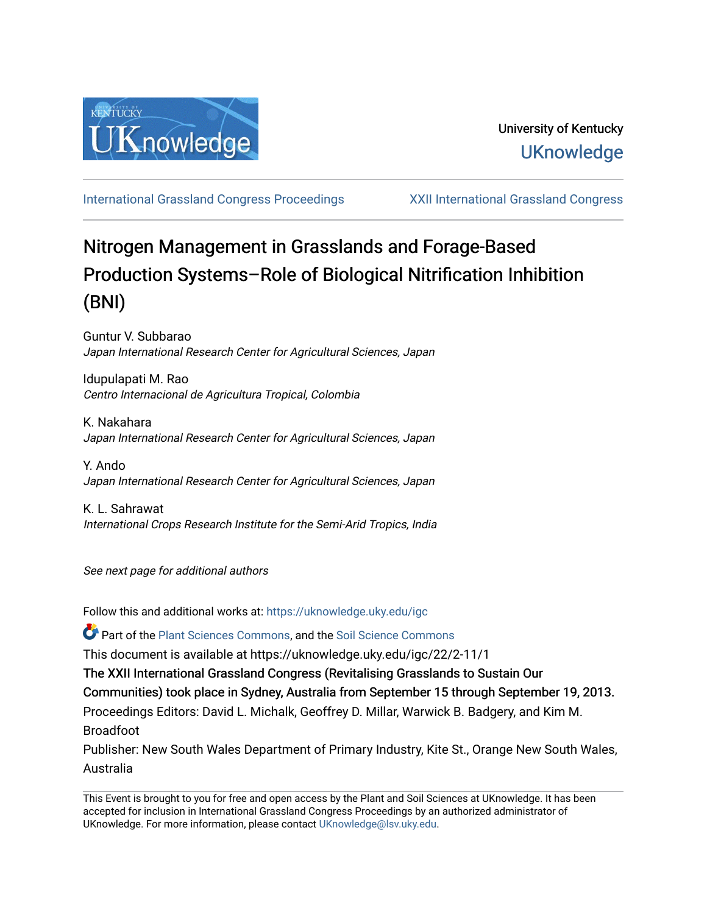University of Kentucky

UKnowledge

International Grassland Congress Proceedings | XXII International Grassland Congress

# Nitrogen Management in Grasslands and Forage-Based Production Systems–Role of Biological Nitrification Inhibition (BNI)

Guntur V. Subbarao
*Japan International Research Center for Agricultural Sciences, Japan*

Idupulapati M. Rao
*Centro Internacional de Agricultura Tropical, Colombia*

K. Nakahara
*Japan International Research Center for Agricultural Sciences, Japan*

Y. Ando
*Japan International Research Center for Agricultural Sciences, Japan*

K. L. Sahrawat
*International Crops Research Institute for the Semi-Arid Tropics, India*

*See next page for additional authors*

Follow this and additional works at: https://uknowledge.uky.edu/igc

Part of the Plant Sciences Commons, and the Soil Science Commons

This document is available at https://uknowledge.uky.edu/igc/22/2-11/1

The XXII International Grassland Congress (Revitalising Grasslands to Sustain Our Communities) took place in Sydney, Australia from September 15 through September 19, 2013.

Proceedings Editors: David L. Michalk, Geoffrey D. Millar, Warwick B. Badgery, and Kim M. Broadfoot

Publisher: New South Wales Department of Primary Industry, Kite St., Orange New South Wales, Australia

This Event is brought to you for free and open access by the Plant and Soil Sciences at UKnowledge. It has been accepted for inclusion in International Grassland Congress Proceedings by an authorized administrator of UKnowledge. For more information, please contact UKnowledge@lsv.uky.edu.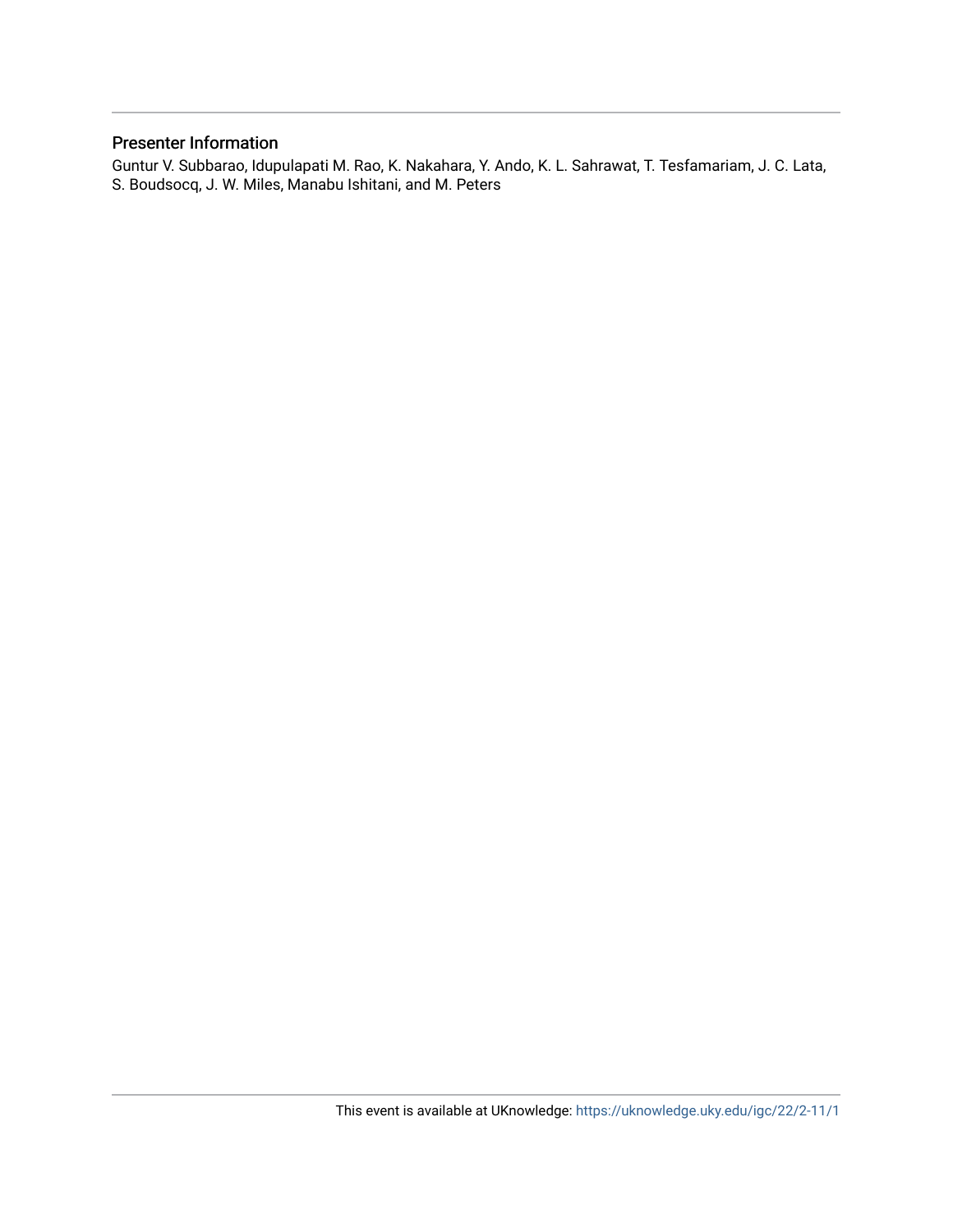## Presenter Information

Guntur V. Subbarao, Idupulapati M. Rao, K. Nakahara, Y. Ando, K. L. Sahrawat, T. Tesfamariam, J. C. Lata, S. Boudsocq, J. W. Miles, Manabu Ishitani, and M. Peters

This event is available at UKnowledge: https://uknowledge.uky.edu/igc/22/2-11/1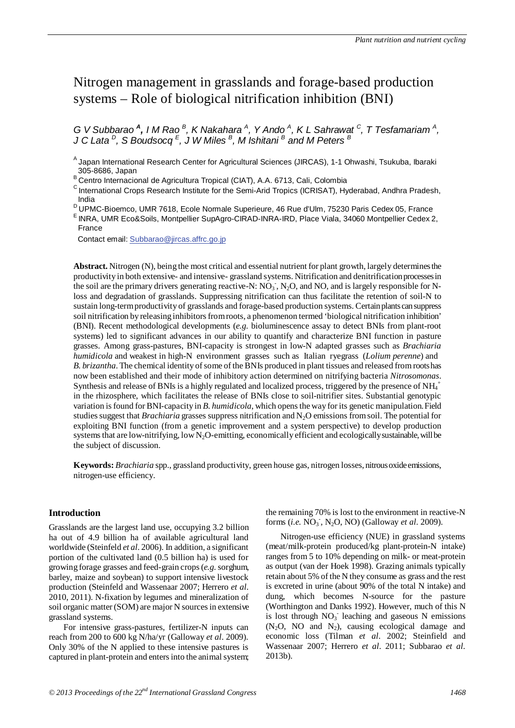# Nitrogen management in grasslands and forage-based production systems – Role of biological nitrification inhibition (BNI)

*G V Subbarao* [**A**]*, I M Rao* [B]*, K Nakahara* [A]*, Y Ando* [A]*, K L Sahrawat* [C]*, T Tesfamariam* [A]*, J C Lata* [D]*, S Boudsocq* [E]*, J W Miles* [B]*, M Ishitani* [B] *and M Peters* [B]

[A] Japan International Research Center for Agricultural Sciences (JIRCAS), 1-1 Ohwashi, Tsukuba, Ibaraki 305-8686, Japan

[B] Centro Internacional de Agricultura Tropical (CIAT), A.A. 6713, Cali, Colombia

[C] International Crops Research Institute for the Semi-Arid Tropics (ICRISAT), Hyderabad, Andhra Pradesh, India

[D] UPMC-Bioemco, UMR 7618, Ecole Normale Superieure, 46 Rue d'Ulm, 75230 Paris Cedex 05, France

[E] INRA, UMR Eco&Soils, Montpellier SupAgro-CIRAD-INRA-IRD, Place Viala, 34060 Montpellier Cedex 2, France

Contact email: Subbarao@jircas.affrc.go.jp

**Abstract.** Nitrogen (N), being the most critical and essential nutrient for plant growth, largely determines the productivity in both extensive- and intensive- grassland systems. Nitrification and denitrification processes in the soil are the primary drivers generating reactive-N: $NO_3^-$, $N_2O$, and NO, and is largely responsible for N-loss and degradation of grasslands. Suppressing nitrification can thus facilitate the retention of soil-N to sustain long-term productivity of grasslands and forage-based production systems. Certain plants can suppress soil nitrification by releasing inhibitors from roots, a phenomenon termed 'biological nitrification inhibition' (BNI). Recent methodological developments (*e.g.* bioluminescence assay to detect BNIs from plant-root systems) led to significant advances in our ability to quantify and characterize BNI function in pasture grasses. Among grass-pastures, BNI-capacity is strongest in low-N adapted grasses such as *Brachiaria humidicola* and weakest in high-N environment grasses such as Italian ryegrass (*Lolium perenne*) and *B. brizantha*. The chemical identity of some of the BNIs produced in plant tissues and released from roots has now been established and their mode of inhibitory action determined on nitrifying bacteria *Nitrosomonas*. Synthesis and release of BNIs is a highly regulated and localized process, triggered by the presence of $NH_4^+$ in the rhizosphere, which facilitates the release of BNIs close to soil-nitrifier sites. Substantial genotypic variation is found for BNI-capacity in *B. humidicola*, which opens the way for its genetic manipulation. Field studies suggest that *Brachiaria* grasses suppress nitrification and $N_2O$ emissions from soil. The potential for exploiting BNI function (from a genetic improvement and a system perspective) to develop production systems that are low-nitrifying, low $N_2O$-emitting, economically efficient and ecologically sustainable, will be the subject of discussion.

**Keywords:** *Brachiaria* spp., grassland productivity, green house gas, nitrogen losses, nitrous oxide emissions, nitrogen-use efficiency.

## Introduction

Grasslands are the largest land use, occupying 3.2 billion ha out of 4.9 billion ha of available agricultural land worldwide (Steinfeld *et al*. 2006). In addition, a significant portion of the cultivated land (0.5 billion ha) is used for growing forage grasses and feed-grain crops (*e.g.* sorghum, barley, maize and soybean) to support intensive livestock production (Steinfeld and Wassenaar 2007; Herrero *et al*. 2010, 2011). N-fixation by legumes and mineralization of soil organic matter (SOM) are major N sources in extensive grassland systems.

For intensive grass-pastures, fertilizer-N inputs can reach from 200 to 600 kg N/ha/yr (Galloway *et al*. 2009). Only 30% of the N applied to these intensive pastures is captured in plant-protein and enters into the animal system; the remaining 70% is lost to the environment in reactive-N forms (*i.e.* $NO_3^-$, $N_2O$, NO) (Galloway *et al*. 2009).

Nitrogen-use efficiency (NUE) in grassland systems (meat/milk-protein produced/kg plant-protein-N intake) ranges from 5 to 10% depending on milk- or meat-protein as output (van der Hoek 1998). Grazing animals typically retain about 5% of the N they consume as grass and the rest is excreted in urine (about 90% of the total N intake) and dung, which becomes N-source for the pasture (Worthington and Danks 1992). However, much of this N is lost through $NO_3^-$ leaching and gaseous N emissions ($N_2O$, NO and $N_2$), causing ecological damage and economic loss (Tilman *et al*. 2002; Steinfield and Wassenaar 2007; Herrero *et al*. 2011; Subbarao *et al*. 2013b).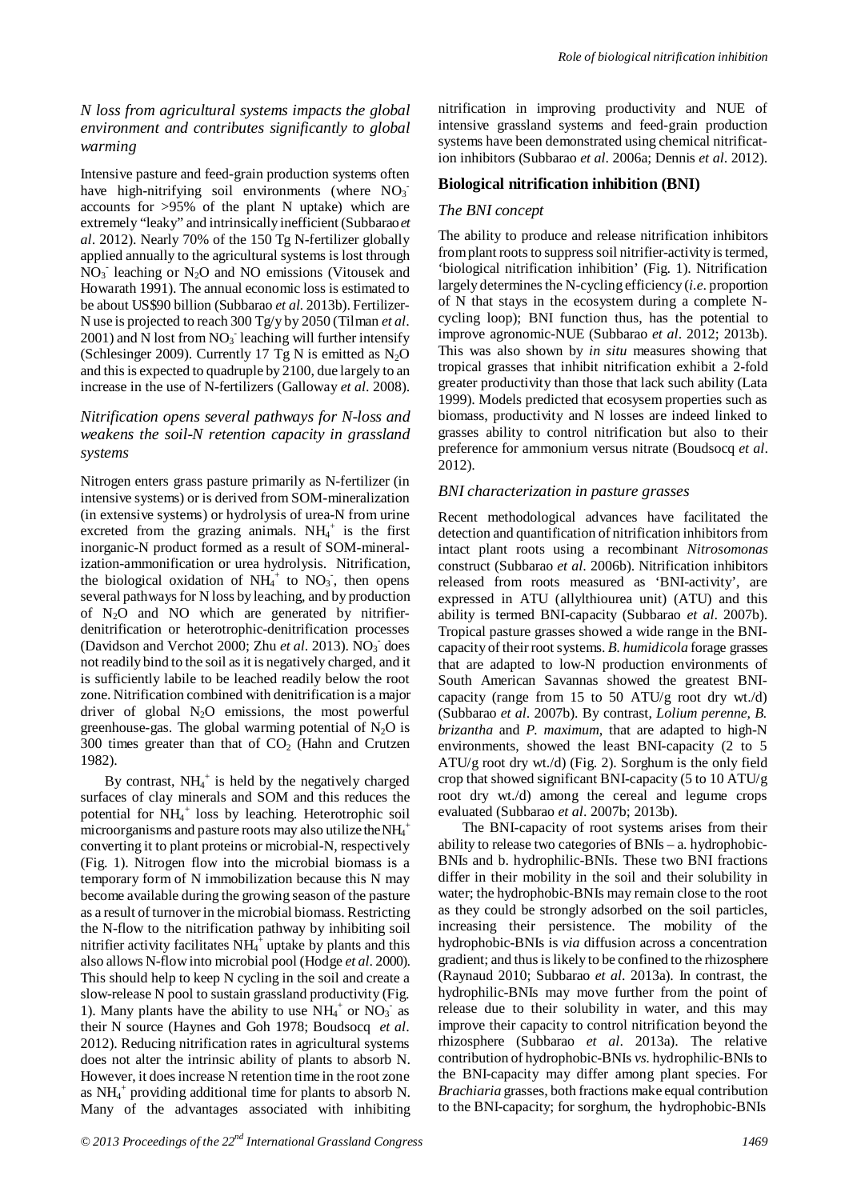### *N loss from agricultural systems impacts the global environment and contributes significantly to global warming*

Intensive pasture and feed-grain production systems often have high-nitrifying soil environments (where $NO_3^-$ accounts for >95% of the plant N uptake) which are extremely "leaky" and intrinsically inefficient (Subbarao *et al*. 2012). Nearly 70% of the 150 Tg N-fertilizer globally applied annually to the agricultural systems is lost through $NO_3^-$ leaching or $N_2O$ and NO emissions (Vitousek and Howarath 1991). The annual economic loss is estimated to be about US\$90 billion (Subbarao *et al*. 2013b). Fertilizer-N use is projected to reach 300 Tg/y by 2050 (Tilman *et al*. 2001) and N lost from $NO_3^-$ leaching will further intensify (Schlesinger 2009). Currently 17 Tg N is emitted as $N_2O$ and this is expected to quadruple by 2100, due largely to an increase in the use of N-fertilizers (Galloway *et al*. 2008).

### *Nitrification opens several pathways for N-loss and weakens the soil-N retention capacity in grassland systems*

Nitrogen enters grass pasture primarily as N-fertilizer (in intensive systems) or is derived from SOM-mineralization (in extensive systems) or hydrolysis of urea-N from urine excreted from the grazing animals. $NH_4^+$ is the first inorganic-N product formed as a result of SOM-mineralization-ammonification or urea hydrolysis. Nitrification, the biological oxidation of $NH_4^+$ to $NO_3^-$, then opens several pathways for N loss by leaching, and by production of $N_2O$ and NO which are generated by nitrifier-denitrification or heterotrophic-denitrification processes (Davidson and Verchot 2000; Zhu *et al*. 2013). $NO_3^-$ does not readily bind to the soil as it is negatively charged, and it is sufficiently labile to be leached readily below the root zone. Nitrification combined with denitrification is a major driver of global $N_2O$ emissions, the most powerful greenhouse-gas. The global warming potential of $N_2O$ is 300 times greater than that of $CO_2$ (Hahn and Crutzen 1982).

By contrast, $NH_4^+$ is held by the negatively charged surfaces of clay minerals and SOM and this reduces the potential for $NH_4^+$ loss by leaching. Heterotrophic soil microorganisms and pasture roots may also utilize the $NH_4^+$ converting it to plant proteins or microbial-N, respectively (Fig. 1). Nitrogen flow into the microbial biomass is a temporary form of N immobilization because this N may become available during the growing season of the pasture as a result of turnover in the microbial biomass. Restricting the N-flow to the nitrification pathway by inhibiting soil nitrifier activity facilitates $NH_4^+$ uptake by plants and this also allows N-flow into microbial pool (Hodge *et al*. 2000). This should help to keep N cycling in the soil and create a slow-release N pool to sustain grassland productivity (Fig. 1). Many plants have the ability to use $NH_4^+$ or $NO_3^-$ as their N source (Haynes and Goh 1978; Boudsocq *et al*. 2012). Reducing nitrification rates in agricultural systems does not alter the intrinsic ability of plants to absorb N. However, it does increase N retention time in the root zone as $NH_4^+$ providing additional time for plants to absorb N. Many of the advantages associated with inhibiting nitrification in improving productivity and NUE of intensive grassland systems and feed-grain production systems have been demonstrated using chemical nitrification inhibitors (Subbarao *et al*. 2006a; Dennis *et al*. 2012).

## Biological nitrification inhibition (BNI)

### *The BNI concept*

The ability to produce and release nitrification inhibitors from plant roots to suppress soil nitrifier-activity is termed, 'biological nitrification inhibition' (Fig. 1). Nitrification largely determines the N-cycling efficiency (*i.e*. proportion of N that stays in the ecosystem during a complete N-cycling loop); BNI function thus, has the potential to improve agronomic-NUE (Subbarao *et al*. 2012; 2013b). This was also shown by *in situ* measures showing that tropical grasses that inhibit nitrification exhibit a 2-fold greater productivity than those that lack such ability (Lata 1999). Models predicted that ecosysem properties such as biomass, productivity and N losses are indeed linked to grasses ability to control nitrification but also to their preference for ammonium versus nitrate (Boudsocq *et al*. 2012).

### *BNI characterization in pasture grasses*

Recent methodological advances have facilitated the detection and quantification of nitrification inhibitors from intact plant roots using a recombinant *Nitrosomonas* construct (Subbarao *et al*. 2006b). Nitrification inhibitors released from roots measured as 'BNI-activity', are expressed in ATU (allylthiourea unit) (ATU) and this ability is termed BNI-capacity (Subbarao *et al*. 2007b). Tropical pasture grasses showed a wide range in the BNI-capacity of their root systems. *B. humidicola* forage grasses that are adapted to low-N production environments of South American Savannas showed the greatest BNI-capacity (range from 15 to 50 ATU/g root dry wt./d) (Subbarao *et al*. 2007b). By contrast, *Lolium perenne*, *B. brizantha* and *P. maximum*, that are adapted to high-N environments, showed the least BNI-capacity (2 to 5 ATU/g root dry wt./d) (Fig. 2). Sorghum is the only field crop that showed significant BNI-capacity (5 to 10 ATU/g root dry wt./d) among the cereal and legume crops evaluated (Subbarao *et al*. 2007b; 2013b).

The BNI-capacity of root systems arises from their ability to release two categories of BNIs – a. hydrophobic-BNIs and b. hydrophilic-BNIs. These two BNI fractions differ in their mobility in the soil and their solubility in water; the hydrophobic-BNIs may remain close to the root as they could be strongly adsorbed on the soil particles, increasing their persistence. The mobility of the hydrophobic-BNIs is *via* diffusion across a concentration gradient; and thus is likely to be confined to the rhizosphere (Raynaud 2010; Subbarao *et al*. 2013a). In contrast, the hydrophilic-BNIs may move further from the point of release due to their solubility in water, and this may improve their capacity to control nitrification beyond the rhizosphere (Subbarao *et al*. 2013a). The relative contribution of hydrophobic-BNIs *vs*. hydrophilic-BNIs to the BNI-capacity may differ among plant species. For *Brachiaria* grasses, both fractions make equal contribution to the BNI-capacity; for sorghum, the hydrophobic-BNIs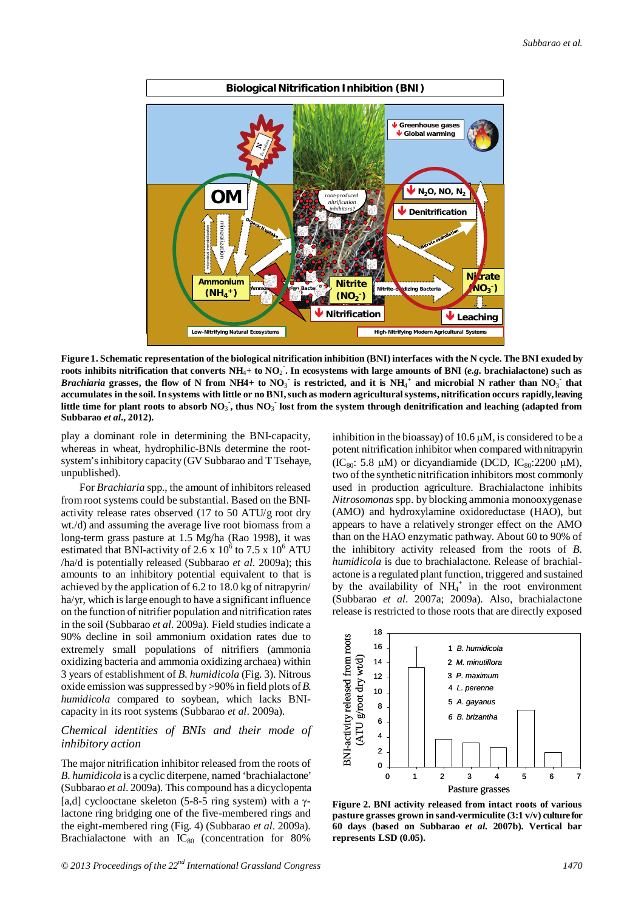**Figure 1. Schematic representation of the biological nitrification inhibition (BNI) interfaces with the N cycle. The BNI exuded by roots inhibits nitrification that converts $NH_4$+ to $NO_2^-$. In ecosystems with large amounts of BNI (*e.g.* brachialactone) such as *Brachiaria* grasses, the flow of N from NH4+ to $NO_3^-$ is restricted, and it is $NH_4^+$ and microbial N rather than $NO_3^-$ that accumulates in the soil. In systems with little or no BNI, such as modern agricultural systems, nitrification occurs rapidly, leaving little time for plant roots to absorb $NO_3^-$, thus $NO_3^-$ lost from the system through denitrification and leaching (adapted from Subbarao *et al.*, 2012).**

play a dominant role in determining the BNI-capacity, whereas in wheat, hydrophilic-BNIs determine the root-system's inhibitory capacity (GV Subbarao and T Tsehaye, unpublished).

For *Brachiaria* spp., the amount of inhibitors released from root systems could be substantial. Based on the BNI-activity release rates observed (17 to 50 ATU/g root dry wt./d) and assuming the average live root biomass from a long-term grass pasture at 1.5 Mg/ha (Rao 1998), it was estimated that BNI-activity of 2.6 x $10^6$ to 7.5 x $10^6$ ATU /ha/d is potentially released (Subbarao *et al.* 2009a); this amounts to an inhibitory potential equivalent to that is achieved by the application of 6.2 to 18.0 kg of nitrapyrin/ ha/yr, which is large enough to have a significant influence on the function of nitrifier population and nitrification rates in the soil (Subbarao *et al*. 2009a). Field studies indicate a 90% decline in soil ammonium oxidation rates due to extremely small populations of nitrifiers (ammonia oxidizing bacteria and ammonia oxidizing archaea) within 3 years of establishment of *B. humidicola* (Fig. 3). Nitrous oxide emission was suppressed by >90% in field plots of *B. humidicola* compared to soybean, which lacks BNI-capacity in its root systems (Subbarao *et al*. 2009a).

### *Chemical identities of BNIs and their mode of inhibitory action*

The major nitrification inhibitor released from the roots of *B. humidicola* is a cyclic diterpene, named 'brachialactone' (Subbarao *et al*. 2009a). This compound has a dicyclopenta [a,d] cyclooctane (5-8-5 ring system) with a γ-lactone ring bridging one of the five-membered rings and the eight-membered ring (Fig. 4) (Subbarao *et al*. 2009a). Brachialactone with an $IC_{80}$ (concentration for 80% inhibition in the bioassay) of 10.6 μM, is considered to be a potent nitrification inhibitor when compared with nitrapyrin ($IC_{80}$: 5.8 μM) or dicyandiamide (DCD, $IC_{80}$:2200 μM), two of the synthetic nitrification inhibitors most commonly used in production agriculture. Brachialactone inhibits *Nitrosomonas* spp. by blocking ammonia monooxygenase (AMO) and hydroxylamine oxidoreductase (HAO), but appears to have a relatively stronger effect on the AMO than on the HAO enzymatic pathway. About 60 to 90% of the inhibitory activity released from the roots of *B. humidicola* is due to brachialactone. Release of brachialactone is a regulated plant function, triggered and sustained by the availability of $NH_4^+$ in the root environment (Subbarao *et al*. 2007a; 2009a). Also, brachialactone release is restricted to those roots that are directly exposed

**Figure 2. BNI activity released from intact roots of various pasture grasses grown in sand-vermiculite (3:1 v/v) culture for 60 days (based on Subbarao *et al.* 2007b). Vertical bar represents LSD (0.05).**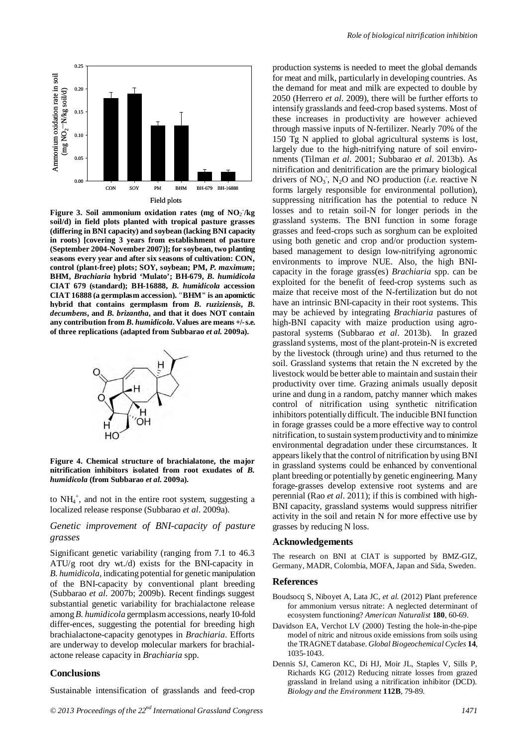Figure 3. Soil ammonium oxidation rates (mg of $NO_2^-$/kg soil/d) in field plots planted with tropical pasture grasses (differing in BNI capacity) and soybean (lacking BNI capacity in roots) [covering 3 years from establishment of pasture (September 2004-November 2007)]; for soybean, two planting seasons every year and after six seasons of cultivation: CON, control (plant-free) plots; SOY, soybean; PM, *P. maximum*; BHM, *Brachiaria* hybrid 'Mulato'; BH-679, *B. humidicola* CIAT 679 (standard); BH-16888, *B. humidicola* accession CIAT 16888 (a germplasm accession). "BHM" is an apomictic hybrid that contains germplasm from *B. ruziziensis*, *B. decumbens*, and *B. brizantha*, and that it does NOT contain any contribution from *B. humidicola*. Values are means +/- s.e. of three replications (adapted from Subbarao *et al.* 2009a).

Figure 4. Chemical structure of brachialatone, the major nitrification inhibitors isolated from root exudates of *B. humidicola* (from Subbarao *et al.* 2009a).

to $NH_4^+$, and not in the entire root system, suggesting a localized release response (Subbarao *et al*. 2009a).

### *Genetic improvement of BNI-capacity of pasture grasses*

Significant genetic variability (ranging from 7.1 to 46.3 ATU/g root dry wt./d) exists for the BNI-capacity in *B. humidicola*, indicating potential for genetic manipulation of the BNI-capacity by conventional plant breeding (Subbarao *et al*. 2007b; 2009b). Recent findings suggest substantial genetic variability for brachialactone release among *B. humidicola* germplasm accessions, nearly 10-fold differ-ences, suggesting the potential for breeding high brachialactone-capacity genotypes in *Brachiaria*. Efforts are underway to develop molecular markers for brachial-actone release capacity in *Brachiaria* spp.

## Conclusions

Sustainable intensification of grasslands and feed-crop production systems is needed to meet the global demands for meat and milk, particularly in developing countries. As the demand for meat and milk are expected to double by 2050 (Herrero *et al*. 2009), there will be further efforts to intensify grasslands and feed-crop based systems. Most of these increases in productivity are however achieved through massive inputs of N-fertilizer. Nearly 70% of the 150 Tg N applied to global agricultural systems is lost, largely due to the high-nitrifying nature of soil environments (Tilman *et al*. 2001; Subbarao *et al*. 2013b). As nitrification and denitrification are the primary biological drivers of $NO_3^-$, $N_2O$ and NO production (*i.e.* reactive N forms largely responsible for environmental pollution), suppressing nitrification has the potential to reduce N losses and to retain soil-N for longer periods in the grassland systems. The BNI function in some forage grasses and feed-crops such as sorghum can be exploited using both genetic and crop and/or production system-based management to design low-nitrifying agronomic environments to improve NUE. Also, the high BNI-capacity in the forage grass(es) *Brachiaria* spp. can be exploited for the benefit of feed-crop systems such as maize that receive most of the N-fertilization but do not have an intrinsic BNI-capacity in their root systems. This may be achieved by integrating *Brachiaria* pastures of high-BNI capacity with maize production using agro-pastoral systems (Subbarao *et al*. 2013b). In grazed grassland systems, most of the plant-protein-N is excreted by the livestock (through urine) and thus returned to the soil. Grassland systems that retain the N excreted by the livestock would be better able to maintain and sustain their productivity over time. Grazing animals usually deposit urine and dung in a random, patchy manner which makes control of nitrification using synthetic nitrification inhibitors potentially difficult. The inducible BNI function in forage grasses could be a more effective way to control nitrification, to sustain system productivity and to minimize environmental degradation under these circumstances. It appears likely that the control of nitrification by using BNI in grassland systems could be enhanced by conventional plant breeding or potentially by genetic engineering. Many forage-grasses develop extensive root systems and are perennial (Rao *et al*. 2011); if this is combined with high-BNI capacity, grassland systems would suppress nitrifier activity in the soil and retain N for more effective use by grasses by reducing N loss.

## Acknowledgements

The research on BNI at CIAT is supported by BMZ-GIZ, Germany, MADR, Colombia, MOFA, Japan and Sida, Sweden.

## References

- Boudsocq S, Niboyet A, Lata JC, *et al.* (2012) Plant preference for ammonium versus nitrate: A neglected determinant of ecosystem functioning? *American Naturalist* **180**, 60-69.
- Davidson EA, Verchot LV (2000) Testing the hole-in-the-pipe model of nitric and nitrous oxide emissions from soils using the TRAGNET database. *Global Biogeochemical Cycles* **14**, 1035-1043.
- Dennis SJ, Cameron KC, Di HJ, Moir JL, Staples V, Sills P, Richards KG (2012) Reducing nitrate losses from grazed grassland in Ireland using a nitrification inhibitor (DCD). *Biology and the Environment* **112B**, 79-89.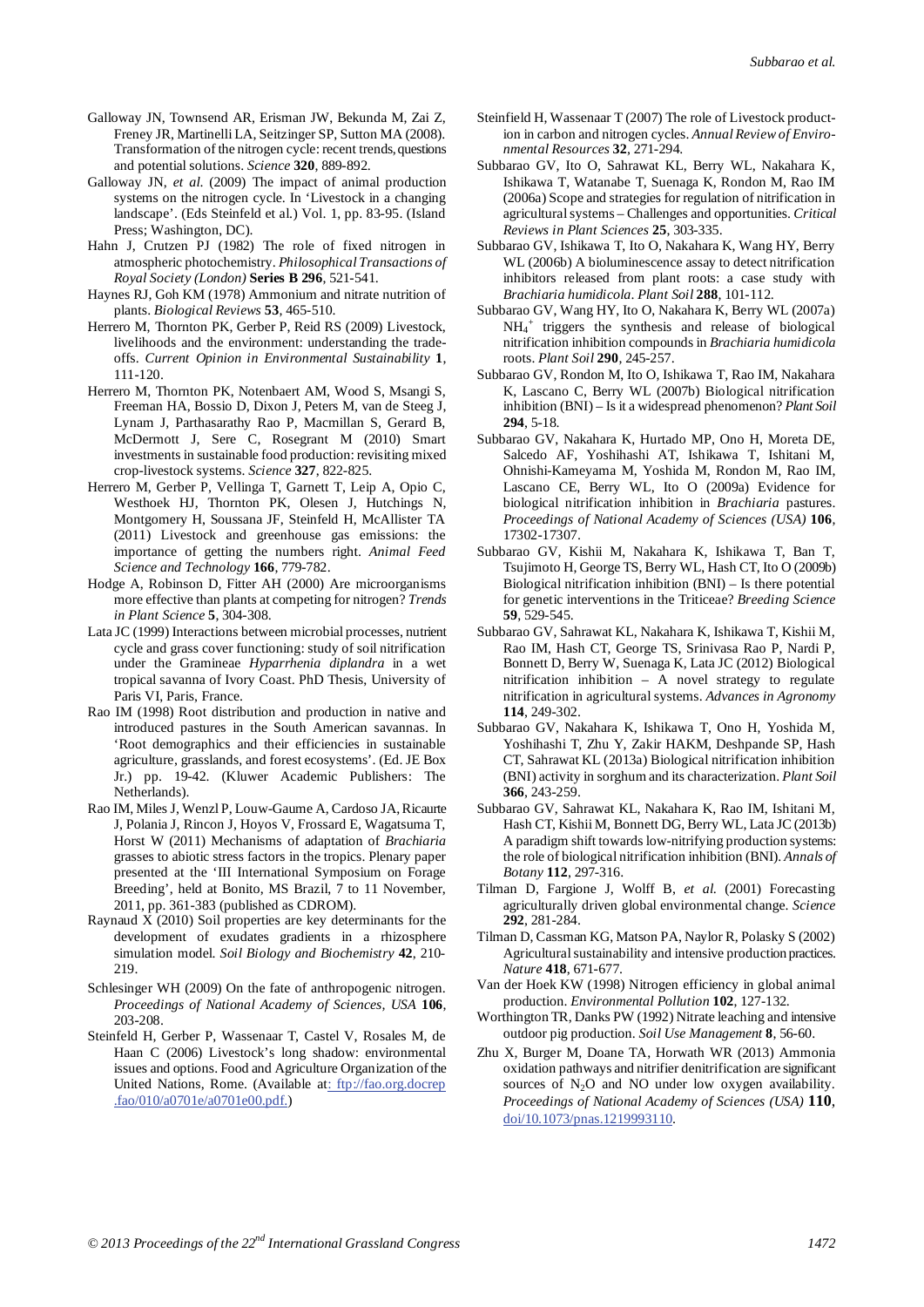Galloway JN, Townsend AR, Erisman JW, Bekunda M, Zai Z, Freney JR, Martinelli LA, Seitzinger SP, Sutton MA (2008). Transformation of the nitrogen cycle: recent trends, questions and potential solutions. *Science* **320**, 889-892.

Galloway JN, *et al.* (2009) The impact of animal production systems on the nitrogen cycle. In 'Livestock in a changing landscape'. (Eds Steinfeld et al.) Vol. 1, pp. 83-95. (Island Press; Washington, DC).

Hahn J, Crutzen PJ (1982) The role of fixed nitrogen in atmospheric photochemistry. *Philosophical Transactions of Royal Society (London)* **Series B 296**, 521-541.

Haynes RJ, Goh KM (1978) Ammonium and nitrate nutrition of plants. *Biological Reviews* **53**, 465-510.

Herrero M, Thornton PK, Gerber P, Reid RS (2009) Livestock, livelihoods and the environment: understanding the trade-offs. *Current Opinion in Environmental Sustainability* **1**, 111-120.

Herrero M, Thornton PK, Notenbaert AM, Wood S, Msangi S, Freeman HA, Bossio D, Dixon J, Peters M, van de Steeg J, Lynam J, Parthasarathy Rao P, Macmillan S, Gerard B, McDermott J, Sere C, Rosegrant M (2010) Smart investments in sustainable food production: revisiting mixed crop-livestock systems. *Science* **327**, 822-825.

Herrero M, Gerber P, Vellinga T, Garnett T, Leip A, Opio C, Westhoek HJ, Thornton PK, Olesen J, Hutchings N, Montgomery H, Soussana JF, Steinfeld H, McAllister TA (2011) Livestock and greenhouse gas emissions: the importance of getting the numbers right. *Animal Feed Science and Technology* **166**, 779-782.

Hodge A, Robinson D, Fitter AH (2000) Are microorganisms more effective than plants at competing for nitrogen? *Trends in Plant Science* **5**, 304-308.

Lata JC (1999) Interactions between microbial processes, nutrient cycle and grass cover functioning: study of soil nitrification under the Gramineae *Hyparrhenia diplandra* in a wet tropical savanna of Ivory Coast. PhD Thesis, University of Paris VI, Paris, France.

Rao IM (1998) Root distribution and production in native and introduced pastures in the South American savannas. In 'Root demographics and their efficiencies in sustainable agriculture, grasslands, and forest ecosystems'. (Ed. JE Box Jr.) pp. 19-42. (Kluwer Academic Publishers: The Netherlands).

Rao IM, Miles J, Wenzl P, Louw-Gaume A, Cardoso JA, Ricaurte J, Polania J, Rincon J, Hoyos V, Frossard E, Wagatsuma T, Horst W (2011) Mechanisms of adaptation of *Brachiaria* grasses to abiotic stress factors in the tropics. Plenary paper presented at the 'III International Symposium on Forage Breeding', held at Bonito, MS Brazil, 7 to 11 November, 2011, pp. 361-383 (published as CDROM).

Raynaud X (2010) Soil properties are key determinants for the development of exudates gradients in a rhizosphere simulation model. *Soil Biology and Biochemistry* **42**, 210-219.

Schlesinger WH (2009) On the fate of anthropogenic nitrogen. *Proceedings of National Academy of Sciences, USA* **106**, 203-208.

Steinfeld H, Gerber P, Wassenaar T, Castel V, Rosales M, de Haan C (2006) Livestock's long shadow: environmental issues and options. Food and Agriculture Organization of the United Nations, Rome. (Available at: ftp://fao.org.docrep.fao/010/a0701e/a0701e00.pdf.)

Steinfield H, Wassenaar T (2007) The role of Livestock production in carbon and nitrogen cycles. *Annual Review of Environmental Resources* **32**, 271-294.

Subbarao GV, Ito O, Sahrawat KL, Berry WL, Nakahara K, Ishikawa T, Watanabe T, Suenaga K, Rondon M, Rao IM (2006a) Scope and strategies for regulation of nitrification in agricultural systems – Challenges and opportunities. *Critical Reviews in Plant Sciences* **25**, 303-335.

Subbarao GV, Ishikawa T, Ito O, Nakahara K, Wang HY, Berry WL (2006b) A bioluminescence assay to detect nitrification inhibitors released from plant roots: a case study with *Brachiaria humidicola*. *Plant Soil* **288**, 101-112.

Subbarao GV, Wang HY, Ito O, Nakahara K, Berry WL (2007a) $NH_4^+$ triggers the synthesis and release of biological nitrification inhibition compounds in *Brachiaria humidicola* roots. *Plant Soil* **290**, 245-257.

Subbarao GV, Rondon M, Ito O, Ishikawa T, Rao IM, Nakahara K, Lascano C, Berry WL (2007b) Biological nitrification inhibition (BNI) – Is it a widespread phenomenon? *Plant Soil* **294**, 5-18.

Subbarao GV, Nakahara K, Hurtado MP, Ono H, Moreta DE, Salcedo AF, Yoshihashi AT, Ishikawa T, Ishitani M, Ohnishi-Kameyama M, Yoshida M, Rondon M, Rao IM, Lascano CE, Berry WL, Ito O (2009a) Evidence for biological nitrification inhibition in *Brachiaria* pastures. *Proceedings of National Academy of Sciences (USA)* **106**, 17302-17307.

Subbarao GV, Kishii M, Nakahara K, Ishikawa T, Ban T, Tsujimoto H, George TS, Berry WL, Hash CT, Ito O (2009b) Biological nitrification inhibition (BNI) – Is there potential for genetic interventions in the Triticeae? *Breeding Science* **59**, 529-545.

Subbarao GV, Sahrawat KL, Nakahara K, Ishikawa T, Kishii M, Rao IM, Hash CT, George TS, Srinivasa Rao P, Nardi P, Bonnett D, Berry W, Suenaga K, Lata JC (2012) Biological nitrification inhibition – A novel strategy to regulate nitrification in agricultural systems. *Advances in Agronomy* **114**, 249-302.

Subbarao GV, Nakahara K, Ishikawa T, Ono H, Yoshida M, Yoshihashi T, Zhu Y, Zakir HAKM, Deshpande SP, Hash CT, Sahrawat KL (2013a) Biological nitrification inhibition (BNI) activity in sorghum and its characterization. *Plant Soil* **366**, 243-259.

Subbarao GV, Sahrawat KL, Nakahara K, Rao IM, Ishitani M, Hash CT, Kishii M, Bonnett DG, Berry WL, Lata JC (2013b) A paradigm shift towards low-nitrifying production systems: the role of biological nitrification inhibition (BNI). *Annals of Botany* **112**, 297-316.

Tilman D, Fargione J, Wolff B, *et al.* (2001) Forecasting agriculturally driven global environmental change. *Science* **292**, 281-284.

Tilman D, Cassman KG, Matson PA, Naylor R, Polasky S (2002) Agricultural sustainability and intensive production practices. *Nature* **418**, 671-677.

Van der Hoek KW (1998) Nitrogen efficiency in global animal production. *Environmental Pollution* **102**, 127-132.

Worthington TR, Danks PW (1992) Nitrate leaching and intensive outdoor pig production. *Soil Use Management* **8**, 56-60.

Zhu X, Burger M, Doane TA, Horwath WR (2013) Ammonia oxidation pathways and nitrifier denitrification are significant sources of $N_2O$ and NO under low oxygen availability. *Proceedings of National Academy of Sciences (USA)* **110**, doi/10.1073/pnas.1219993110.